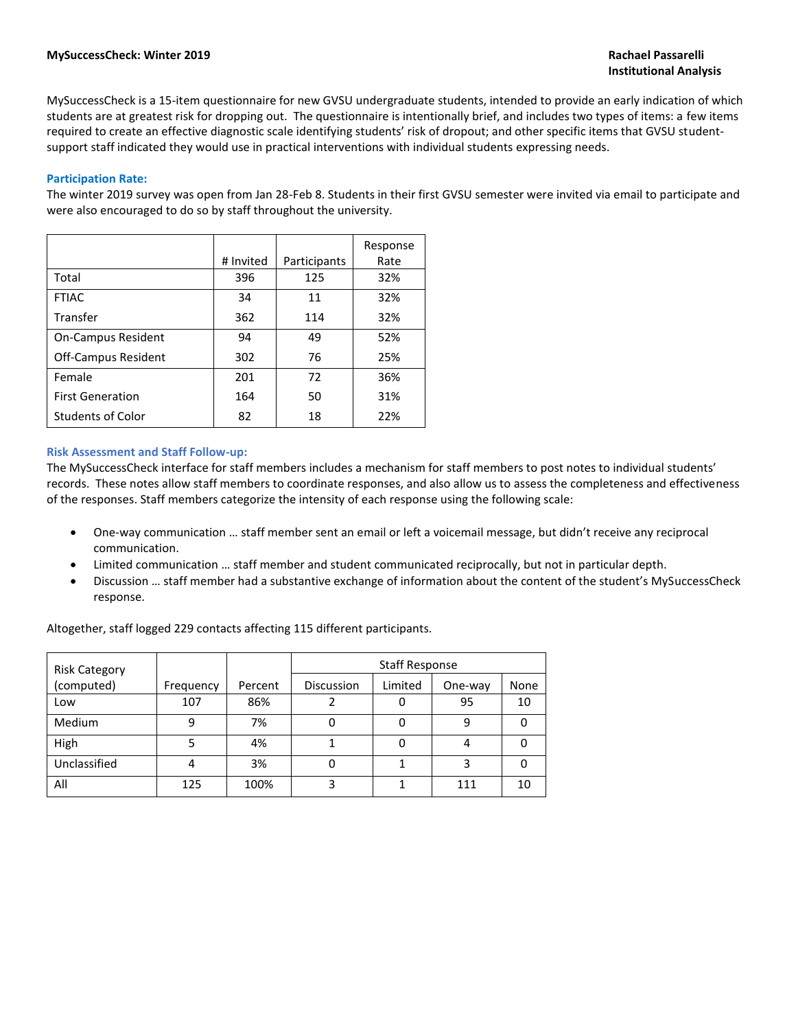**MySuccessCheck: Winter 2019**

**Rachael Passarelli**
**Institutional Analysis**

MySuccessCheck is a 15-item questionnaire for new GVSU undergraduate students, intended to provide an early indication of which students are at greatest risk for dropping out. The questionnaire is intentionally brief, and includes two types of items: a few items required to create an effective diagnostic scale identifying students' risk of dropout; and other specific items that GVSU student-support staff indicated they would use in practical interventions with individual students expressing needs.

### Participation Rate:

The winter 2019 survey was open from Jan 28-Feb 8. Students in their first GVSU semester were invited via email to participate and were also encouraged to do so by staff throughout the university.

| | # Invited | Participants | Response Rate |
|---|---|---|---|
| Total | 396 | 125 | 32% |
| FTIAC | 34 | 11 | 32% |
| Transfer | 362 | 114 | 32% |
| On-Campus Resident | 94 | 49 | 52% |
| Off-Campus Resident | 302 | 76 | 25% |
| Female | 201 | 72 | 36% |
| First Generation | 164 | 50 | 31% |
| Students of Color | 82 | 18 | 22% |

### Risk Assessment and Staff Follow-up:

The MySuccessCheck interface for staff members includes a mechanism for staff members to post notes to individual students' records. These notes allow staff members to coordinate responses, and also allow us to assess the completeness and effectiveness of the responses. Staff members categorize the intensity of each response using the following scale:

- One-way communication … staff member sent an email or left a voicemail message, but didn't receive any reciprocal communication.
- Limited communication … staff member and student communicated reciprocally, but not in particular depth.
- Discussion … staff member had a substantive exchange of information about the content of the student's MySuccessCheck response.

Altogether, staff logged 229 contacts affecting 115 different participants.

| Risk Category (computed) | Frequency | Percent | Staff Response | | | |
|---|---|---|---|---|---|---|
| | | | Discussion | Limited | One-way | None |
| Low | 107 | 86% | 2 | 0 | 95 | 10 |
| Medium | 9 | 7% | 0 | 0 | 9 | 0 |
| High | 5 | 4% | 1 | 0 | 4 | 0 |
| Unclassified | 4 | 3% | 0 | 1 | 3 | 0 |
| All | 125 | 100% | 3 | 1 | 111 | 10 |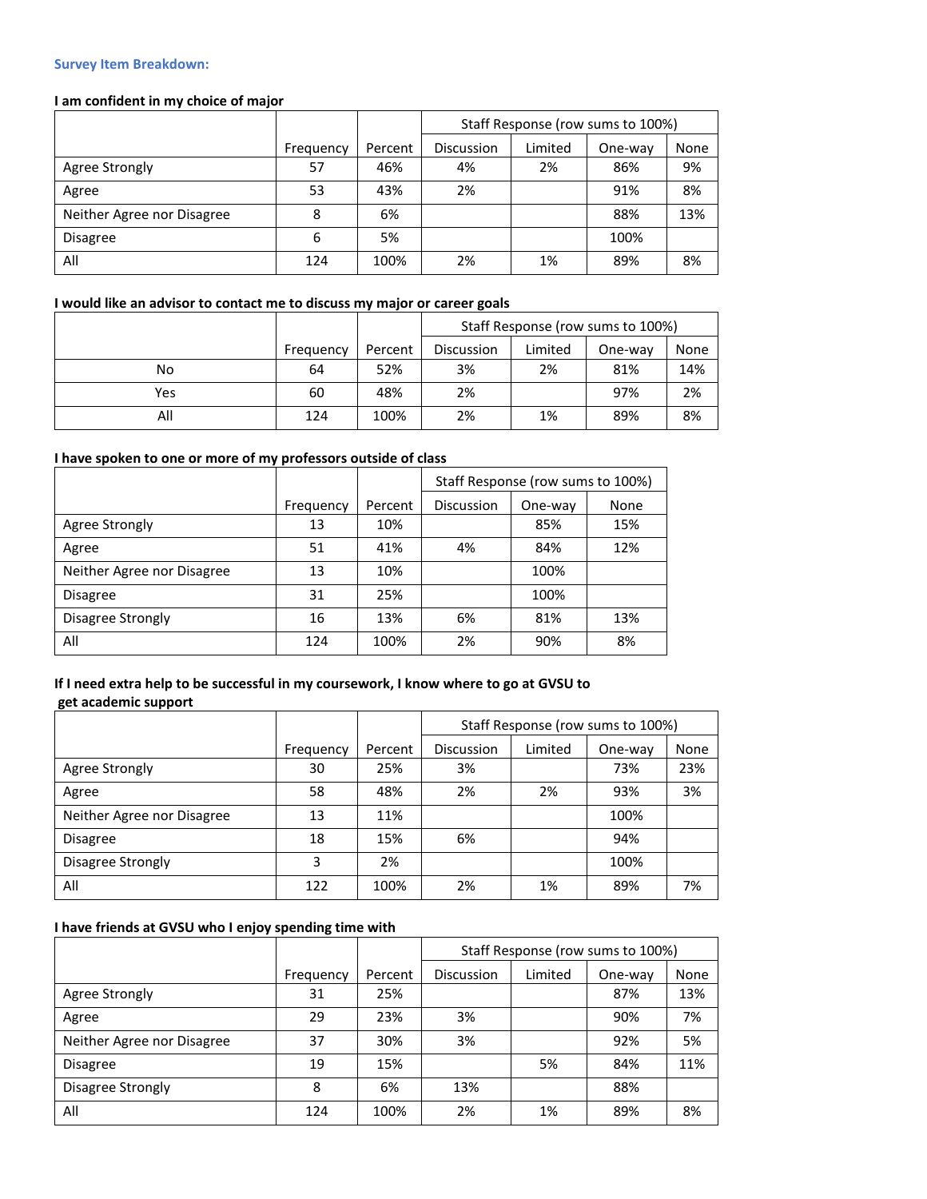### Survey Item Breakdown:

**I am confident in my choice of major**

| | Frequency | Percent | Staff Response (row sums to 100%) | | | |
|---|---|---|---|---|---|---|
| | | | Discussion | Limited | One-way | None |
| Agree Strongly | 57 | 46% | 4% | 2% | 86% | 9% |
| Agree | 53 | 43% | 2% | | 91% | 8% |
| Neither Agree nor Disagree | 8 | 6% | | | 88% | 13% |
| Disagree | 6 | 5% | | | 100% | |
| All | 124 | 100% | 2% | 1% | 89% | 8% |

**I would like an advisor to contact me to discuss my major or career goals**

| | Frequency | Percent | Staff Response (row sums to 100%) | | | |
|---|---|---|---|---|---|---|
| | | | Discussion | Limited | One-way | None |
| No | 64 | 52% | 3% | 2% | 81% | 14% |
| Yes | 60 | 48% | 2% | | 97% | 2% |
| All | 124 | 100% | 2% | 1% | 89% | 8% |

**I have spoken to one or more of my professors outside of class**

| | Frequency | Percent | Staff Response (row sums to 100%) | | |
|---|---|---|---|---|---|
| | | | Discussion | One-way | None |
| Agree Strongly | 13 | 10% | | 85% | 15% |
| Agree | 51 | 41% | 4% | 84% | 12% |
| Neither Agree nor Disagree | 13 | 10% | | 100% | |
| Disagree | 31 | 25% | | 100% | |
| Disagree Strongly | 16 | 13% | 6% | 81% | 13% |
| All | 124 | 100% | 2% | 90% | 8% |

**If I need extra help to be successful in my coursework, I know where to go at GVSU to get academic support**

| | Frequency | Percent | Staff Response (row sums to 100%) | | | |
|---|---|---|---|---|---|---|
| | | | Discussion | Limited | One-way | None |
| Agree Strongly | 30 | 25% | 3% | | 73% | 23% |
| Agree | 58 | 48% | 2% | 2% | 93% | 3% |
| Neither Agree nor Disagree | 13 | 11% | | | 100% | |
| Disagree | 18 | 15% | 6% | | 94% | |
| Disagree Strongly | 3 | 2% | | | 100% | |
| All | 122 | 100% | 2% | 1% | 89% | 7% |

**I have friends at GVSU who I enjoy spending time with**

| | Frequency | Percent | Staff Response (row sums to 100%) | | | |
|---|---|---|---|---|---|---|
| | | | Discussion | Limited | One-way | None |
| Agree Strongly | 31 | 25% | | | 87% | 13% |
| Agree | 29 | 23% | 3% | | 90% | 7% |
| Neither Agree nor Disagree | 37 | 30% | 3% | | 92% | 5% |
| Disagree | 19 | 15% | | 5% | 84% | 11% |
| Disagree Strongly | 8 | 6% | 13% | | 88% | |
| All | 124 | 100% | 2% | 1% | 89% | 8% |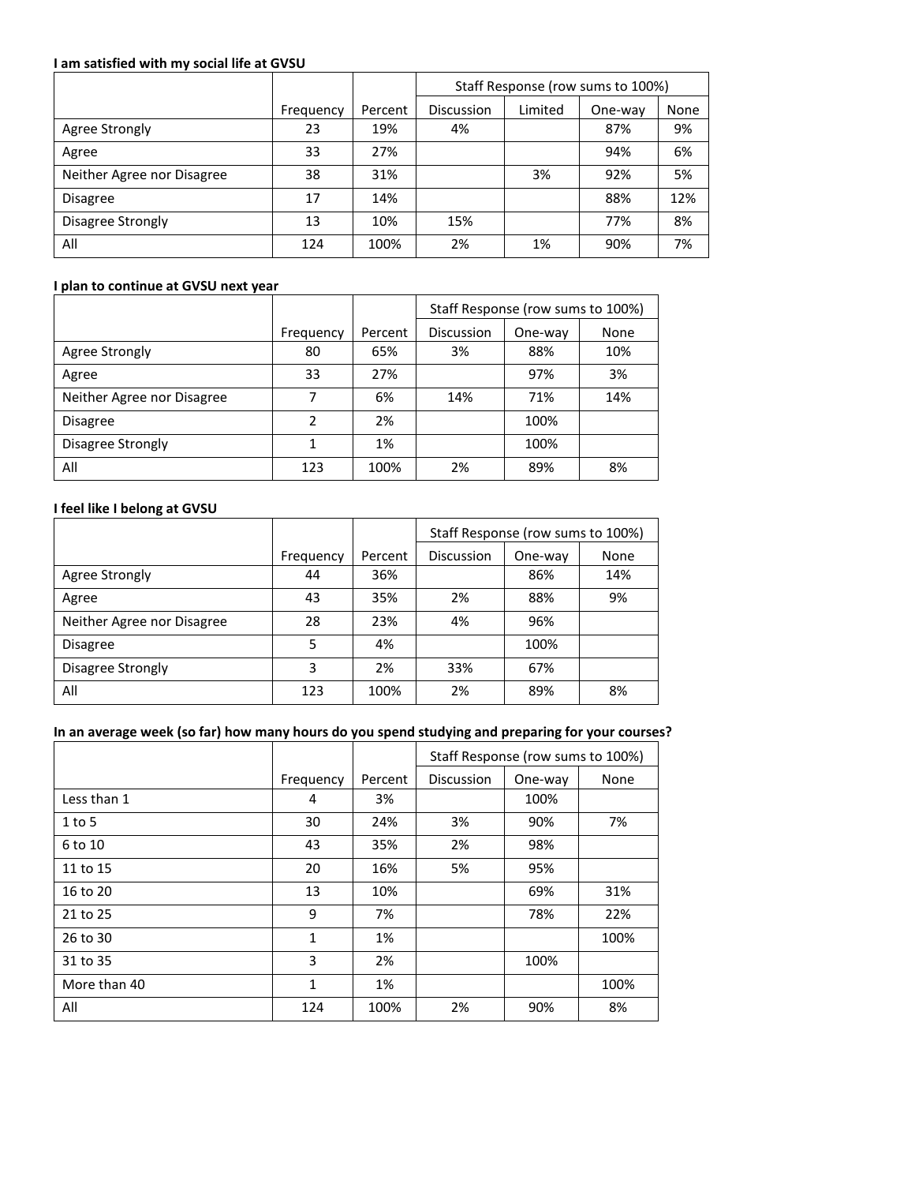**I am satisfied with my social life at GVSU**

| | | | Staff Response (row sums to 100%) | | | |
|---|---|---|---|---|---|---|
| | Frequency | Percent | Discussion | Limited | One-way | None |
| Agree Strongly | 23 | 19% | 4% | | 87% | 9% |
| Agree | 33 | 27% | | | 94% | 6% |
| Neither Agree nor Disagree | 38 | 31% | | 3% | 92% | 5% |
| Disagree | 17 | 14% | | | 88% | 12% |
| Disagree Strongly | 13 | 10% | 15% | | 77% | 8% |
| All | 124 | 100% | 2% | 1% | 90% | 7% |

**I plan to continue at GVSU next year**

| | | | Staff Response (row sums to 100%) | | |
|---|---|---|---|---|---|
| | Frequency | Percent | Discussion | One-way | None |
| Agree Strongly | 80 | 65% | 3% | 88% | 10% |
| Agree | 33 | 27% | | 97% | 3% |
| Neither Agree nor Disagree | 7 | 6% | 14% | 71% | 14% |
| Disagree | 2 | 2% | | 100% | |
| Disagree Strongly | 1 | 1% | | 100% | |
| All | 123 | 100% | 2% | 89% | 8% |

**I feel like I belong at GVSU**

| | | | Staff Response (row sums to 100%) | | |
|---|---|---|---|---|---|
| | Frequency | Percent | Discussion | One-way | None |
| Agree Strongly | 44 | 36% | | 86% | 14% |
| Agree | 43 | 35% | 2% | 88% | 9% |
| Neither Agree nor Disagree | 28 | 23% | 4% | 96% | |
| Disagree | 5 | 4% | | 100% | |
| Disagree Strongly | 3 | 2% | 33% | 67% | |
| All | 123 | 100% | 2% | 89% | 8% |

**In an average week (so far) how many hours do you spend studying and preparing for your courses?**

| | | | Staff Response (row sums to 100%) | | |
|---|---|---|---|---|---|
| | Frequency | Percent | Discussion | One-way | None |
| Less than 1 | 4 | 3% | | 100% | |
| 1 to 5 | 30 | 24% | 3% | 90% | 7% |
| 6 to 10 | 43 | 35% | 2% | 98% | |
| 11 to 15 | 20 | 16% | 5% | 95% | |
| 16 to 20 | 13 | 10% | | 69% | 31% |
| 21 to 25 | 9 | 7% | | 78% | 22% |
| 26 to 30 | 1 | 1% | | | 100% |
| 31 to 35 | 3 | 2% | | 100% | |
| More than 40 | 1 | 1% | | | 100% |
| All | 124 | 100% | 2% | 90% | 8% |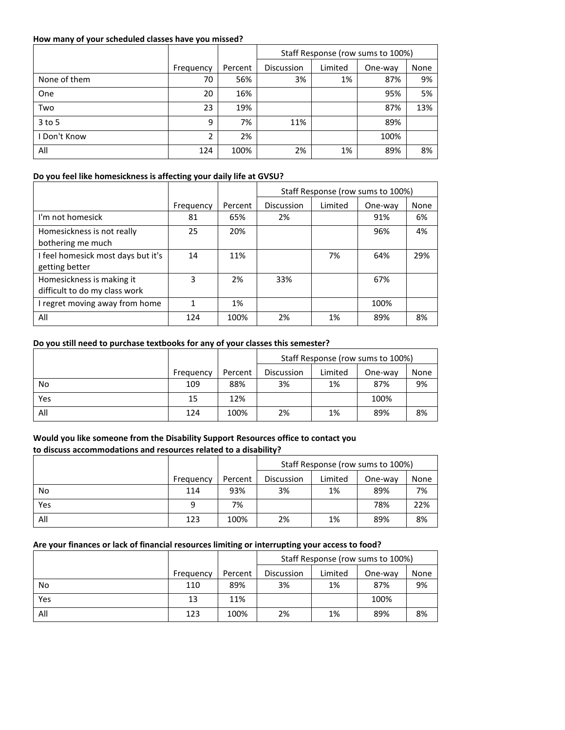**How many of your scheduled classes have you missed?**

| | | | Staff Response (row sums to 100%) | | | |
|---|---|---|---|---|---|---|
| | Frequency | Percent | Discussion | Limited | One-way | None |
| None of them | 70 | 56% | 3% | 1% | 87% | 9% |
| One | 20 | 16% | | | 95% | 5% |
| Two | 23 | 19% | | | 87% | 13% |
| 3 to 5 | 9 | 7% | 11% | | 89% | |
| I Don't Know | 2 | 2% | | | 100% | |
| All | 124 | 100% | 2% | 1% | 89% | 8% |

**Do you feel like homesickness is affecting your daily life at GVSU?**

| | | | Staff Response (row sums to 100%) | | | |
|---|---|---|---|---|---|---|
| | Frequency | Percent | Discussion | Limited | One-way | None |
| I'm not homesick | 81 | 65% | 2% | | 91% | 6% |
| Homesickness is not really bothering me much | 25 | 20% | | | 96% | 4% |
| I feel homesick most days but it's getting better | 14 | 11% | | 7% | 64% | 29% |
| Homesickness is making it difficult to do my class work | 3 | 2% | 33% | | 67% | |
| I regret moving away from home | 1 | 1% | | | 100% | |
| All | 124 | 100% | 2% | 1% | 89% | 8% |

**Do you still need to purchase textbooks for any of your classes this semester?**

| | | | Staff Response (row sums to 100%) | | | |
|---|---|---|---|---|---|---|
| | Frequency | Percent | Discussion | Limited | One-way | None |
| No | 109 | 88% | 3% | 1% | 87% | 9% |
| Yes | 15 | 12% | | | 100% | |
| All | 124 | 100% | 2% | 1% | 89% | 8% |

**Would you like someone from the Disability Support Resources office to contact you to discuss accommodations and resources related to a disability?**

| | | | Staff Response (row sums to 100%) | | | |
|---|---|---|---|---|---|---|
| | Frequency | Percent | Discussion | Limited | One-way | None |
| No | 114 | 93% | 3% | 1% | 89% | 7% |
| Yes | 9 | 7% | | | 78% | 22% |
| All | 123 | 100% | 2% | 1% | 89% | 8% |

**Are your finances or lack of financial resources limiting or interrupting your access to food?**

| | | | Staff Response (row sums to 100%) | | | |
|---|---|---|---|---|---|---|
| | Frequency | Percent | Discussion | Limited | One-way | None |
| No | 110 | 89% | 3% | 1% | 87% | 9% |
| Yes | 13 | 11% | | | 100% | |
| All | 123 | 100% | 2% | 1% | 89% | 8% |